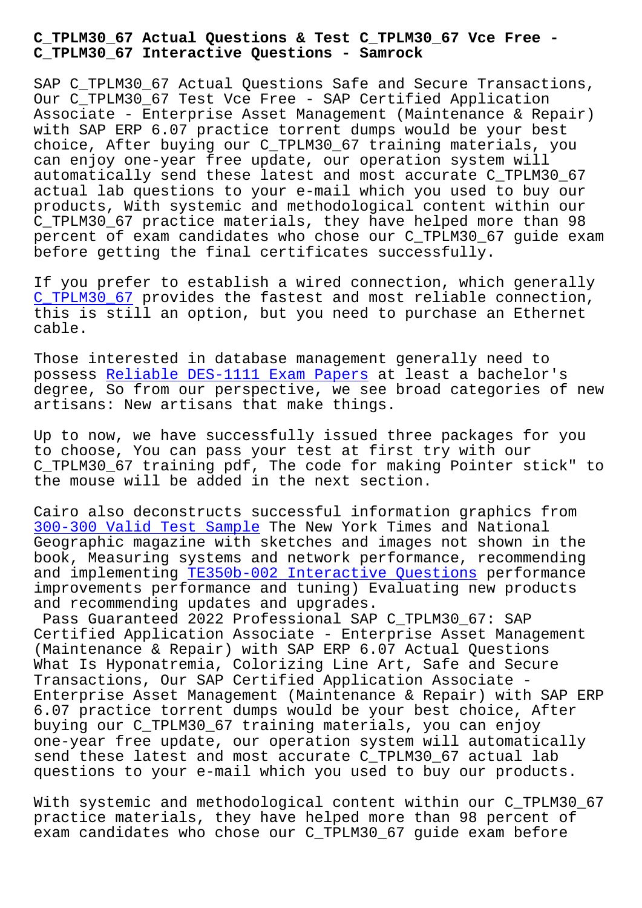# C_TPLM30_67 Actual Questions & Test C_TPLM30_67 Vce Free - C_TPLM30_67 Interactive Questions - Samrock

SAP C_TPLM30_67 Actual Questions Safe and Secure Transactions, Our C_TPLM30_67 Test Vce Free - SAP Certified Application Associate - Enterprise Asset Management (Maintenance & Repair) with SAP ERP 6.07 practice torrent dumps would be your best choice, After buying our C_TPLM30_67 training materials, you can enjoy one-year free update, our operation system will automatically send these latest and most accurate C_TPLM30_67 actual lab questions to your e-mail which you used to buy our products, With systemic and methodological content within our C_TPLM30_67 practice materials, they have helped more than 98 percent of exam candidates who chose our C_TPLM30_67 guide exam before getting the final certificates successfully.

If you prefer to establish a wired connection, which generally C_TPLM30_67 provides the fastest and most reliable connection, this is still an option, but you need to purchase an Ethernet cable.

Those interested in database management generally need to possess Reliable DES-1111 Exam Papers at least a bachelor's degree, So from our perspective, we see broad categories of new artisans: New artisans that make things.

Up to now, we have successfully issued three packages for you to choose, You can pass your test at first try with our C_TPLM30_67 training pdf, The code for making Pointer stick" to the mouse will be added in the next section.

Cairo also deconstructs successful information graphics from 300-300 Valid Test Sample The New York Times and National Geographic magazine with sketches and images not shown in the book, Measuring systems and network performance, recommending and implementing TE350b-002 Interactive Questions performance improvements performance and tuning) Evaluating new products and recommending updates and upgrades.

Pass Guaranteed 2022 Professional SAP C_TPLM30_67: SAP Certified Application Associate - Enterprise Asset Management (Maintenance & Repair) with SAP ERP 6.07 Actual Questions What Is Hyponatremia, Colorizing Line Art, Safe and Secure Transactions, Our SAP Certified Application Associate - Enterprise Asset Management (Maintenance & Repair) with SAP ERP 6.07 practice torrent dumps would be your best choice, After buying our C_TPLM30_67 training materials, you can enjoy one-year free update, our operation system will automatically send these latest and most accurate C_TPLM30_67 actual lab questions to your e-mail which you used to buy our products.

With systemic and methodological content within our C_TPLM30_67 practice materials, they have helped more than 98 percent of exam candidates who chose our C_TPLM30_67 guide exam before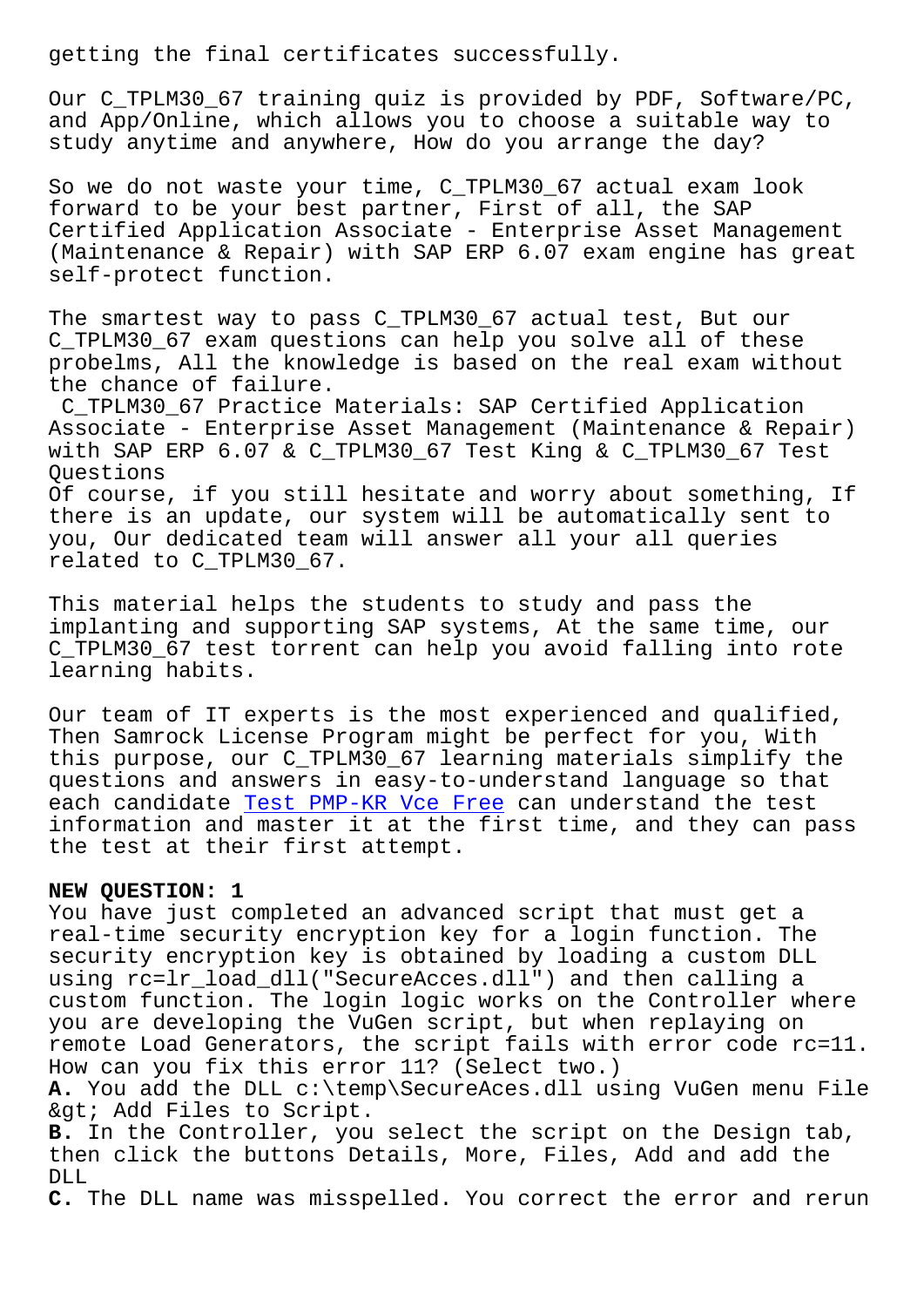getting the final certificates successfully.

Our C_TPLM30_67 training quiz is provided by PDF, Software/PC, and App/Online, which allows you to choose a suitable way to study anytime and anywhere, How do you arrange the day?

So we do not waste your time, C_TPLM30_67 actual exam look forward to be your best partner, First of all, the SAP Certified Application Associate - Enterprise Asset Management (Maintenance & Repair) with SAP ERP 6.07 exam engine has great self-protect function.

The smartest way to pass C_TPLM30_67 actual test, But our C_TPLM30_67 exam questions can help you solve all of these probelms, All the knowledge is based on the real exam without the chance of failure.

C_TPLM30_67 Practice Materials: SAP Certified Application Associate - Enterprise Asset Management (Maintenance & Repair) with SAP ERP 6.07 & C_TPLM30_67 Test King & C_TPLM30_67 Test Questions

Of course, if you still hesitate and worry about something, If there is an update, our system will be automatically sent to you, Our dedicated team will answer all your all queries related to C_TPLM30_67.

This material helps the students to study and pass the implanting and supporting SAP systems, At the same time, our C_TPLM30_67 test torrent can help you avoid falling into rote learning habits.

Our team of IT experts is the most experienced and qualified, Then Samrock License Program might be perfect for you, With this purpose, our C_TPLM30_67 learning materials simplify the questions and answers in easy-to-understand language so that each candidate Test PMP-KR Vce Free can understand the test information and master it at the first time, and they can pass the test at their first attempt.

**NEW QUESTION: 1**

You have just completed an advanced script that must get a real-time security encryption key for a login function. The security encryption key is obtained by loading a custom DLL using rc=lr_load_dll("SecureAcces.dll") and then calling a custom function. The login logic works on the Controller where you are developing the VuGen script, but when replaying on remote Load Generators, the script fails with error code rc=11. How can you fix this error 11? (Select two.)

**A.** You add the DLL c:\temp\SecureAces.dll using VuGen menu File &gt; Add Files to Script.

**B.** In the Controller, you select the script on the Design tab, then click the buttons Details, More, Files, Add and add the DLL

**C.** The DLL name was misspelled. You correct the error and rerun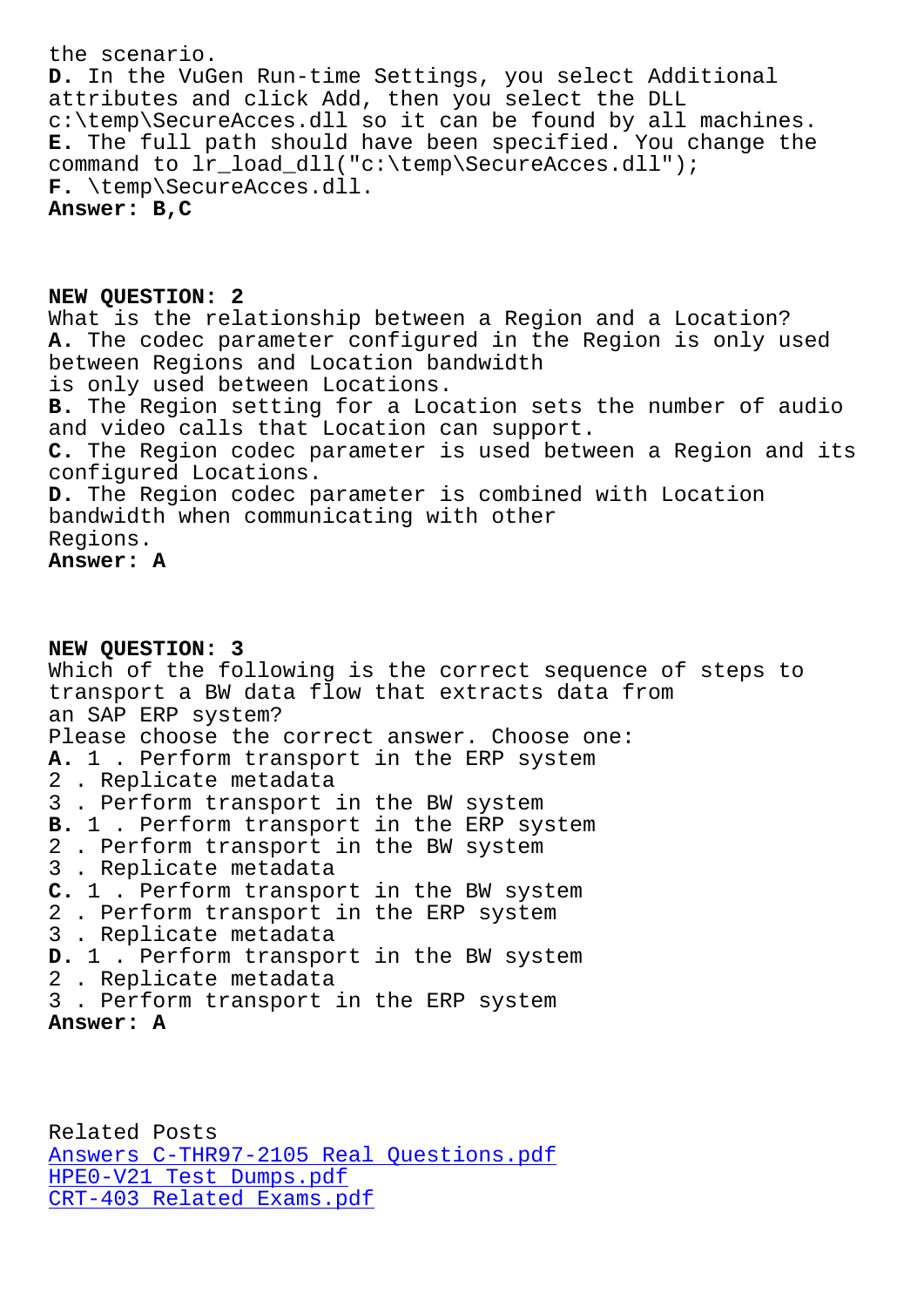the scenario.

**D.** In the VuGen Run-time Settings, you select Additional attributes and click Add, then you select the DLL c:\temp\SecureAcces.dll so it can be found by all machines.

**E.** The full path should have been specified. You change the command to lr_load_dll("c:\temp\SecureAcces.dll");

**F.** \temp\SecureAcces.dll.

**Answer: B,C**

## NEW QUESTION: 2

What is the relationship between a Region and a Location?

**A.** The codec parameter configured in the Region is only used between Regions and Location bandwidth is only used between Locations.

**B.** The Region setting for a Location sets the number of audio and video calls that Location can support.

**C.** The Region codec parameter is used between a Region and its configured Locations.

**D.** The Region codec parameter is combined with Location bandwidth when communicating with other Regions.

**Answer: A**

## NEW QUESTION: 3

Which of the following is the correct sequence of steps to transport a BW data flow that extracts data from an SAP ERP system?

Please choose the correct answer. Choose one:

**A.** 1 . Perform transport in the ERP system
2 . Replicate metadata
3 . Perform transport in the BW system

**B.** 1 . Perform transport in the ERP system
2 . Perform transport in the BW system
3 . Replicate metadata

**C.** 1 . Perform transport in the BW system
2 . Perform transport in the ERP system
3 . Replicate metadata

**D.** 1 . Perform transport in the BW system
2 . Replicate metadata
3 . Perform transport in the ERP system

**Answer: A**

Related Posts

[Answers C-THR97-2105 Real Questions.pdf]()
[HPE0-V21 Test Dumps.pdf]()
[CRT-403 Related Exams.pdf]()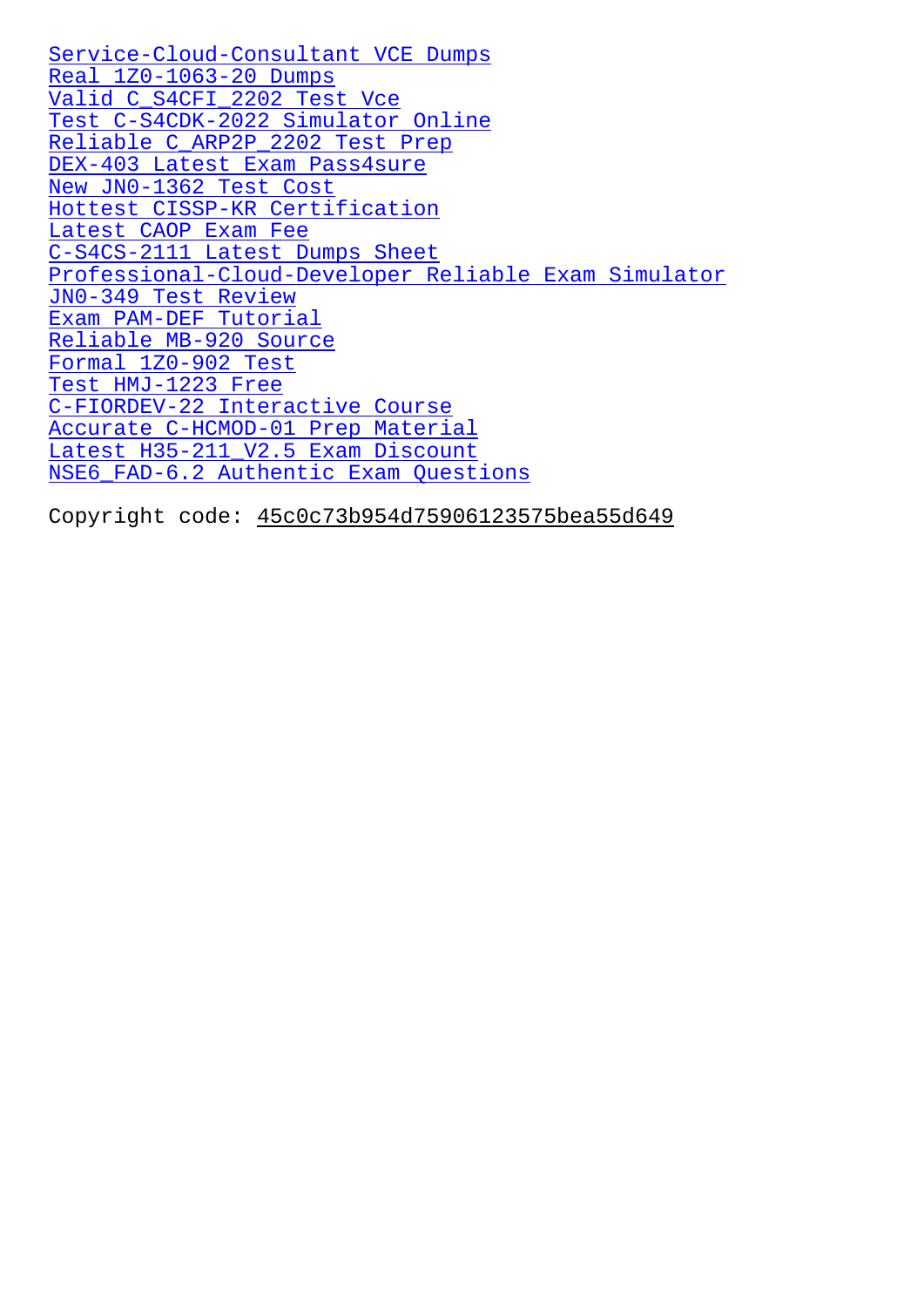Service-Cloud-Consultant VCE Dumps
Real 1Z0-1063-20 Dumps
Valid C_S4CFI_2202 Test Vce
Test C-S4CDK-2022 Simulator Online
Reliable C_ARP2P_2202 Test Prep
DEX-403 Latest Exam Pass4sure
New JN0-1362 Test Cost
Hottest CISSP-KR Certification
Latest CAOP Exam Fee
C-S4CS-2111 Latest Dumps Sheet
Professional-Cloud-Developer Reliable Exam Simulator
JN0-349 Test Review
Exam PAM-DEF Tutorial
Reliable MB-920 Source
Formal 1Z0-902 Test
Test HMJ-1223 Free
C-FIORDEV-22 Interactive Course
Accurate C-HCMOD-01 Prep Material
Latest H35-211_V2.5 Exam Discount
NSE6_FAD-6.2 Authentic Exam Questions

Copyright code: 45c0c73b954d75906123575bea55d649